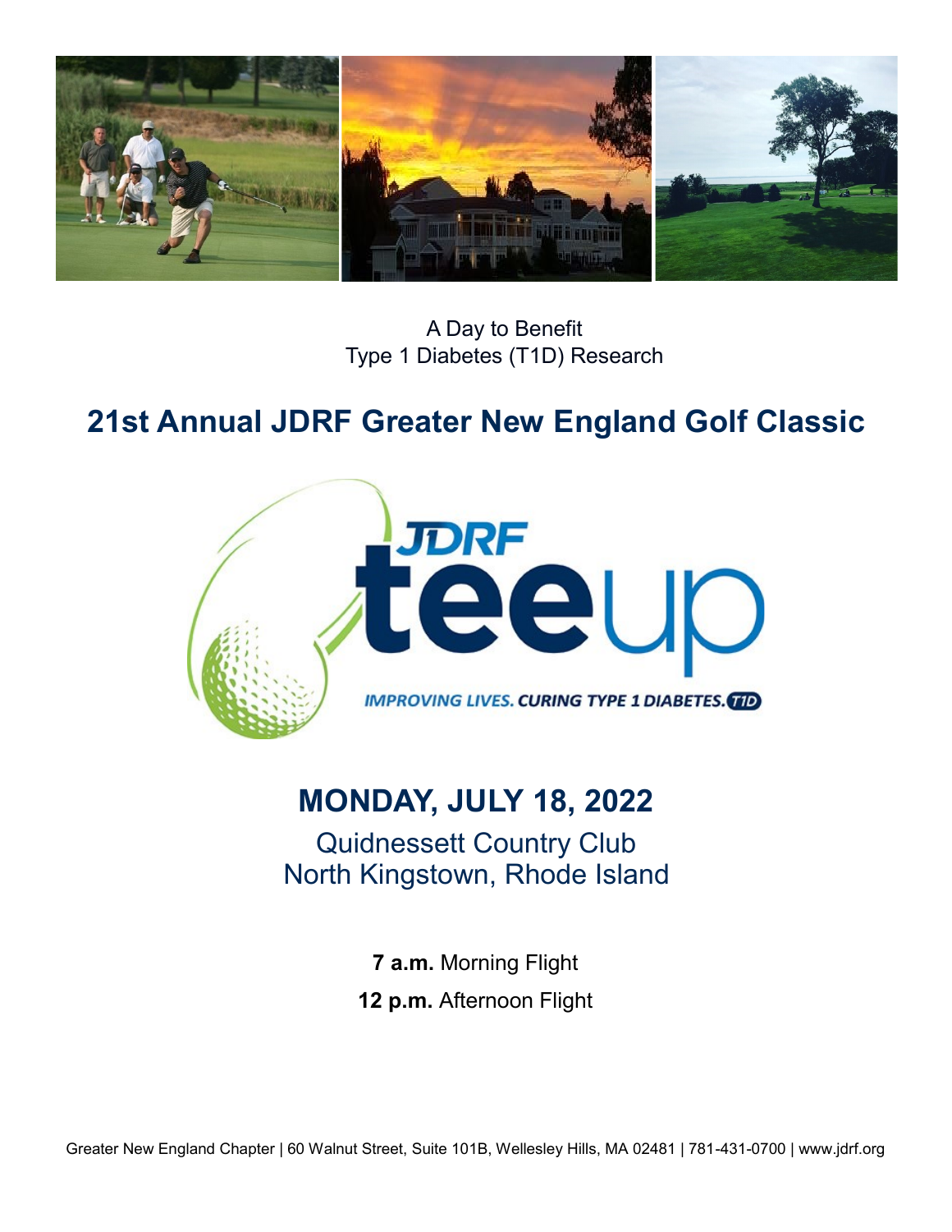A Day to Benefit
Type 1 Diabetes (T1D) Research

# 21st Annual JDRF Greater New England Golf Classic

JDRF teeup

*IMPROVING LIVES. CURING TYPE 1 DIABETES.* T1D

## MONDAY, JULY 18, 2022

Quidnessett Country Club
North Kingstown, Rhode Island

**7 a.m.** Morning Flight

**12 p.m.** Afternoon Flight

Greater New England Chapter | 60 Walnut Street, Suite 101B, Wellesley Hills, MA 02481 | 781-431-0700 | www.jdrf.org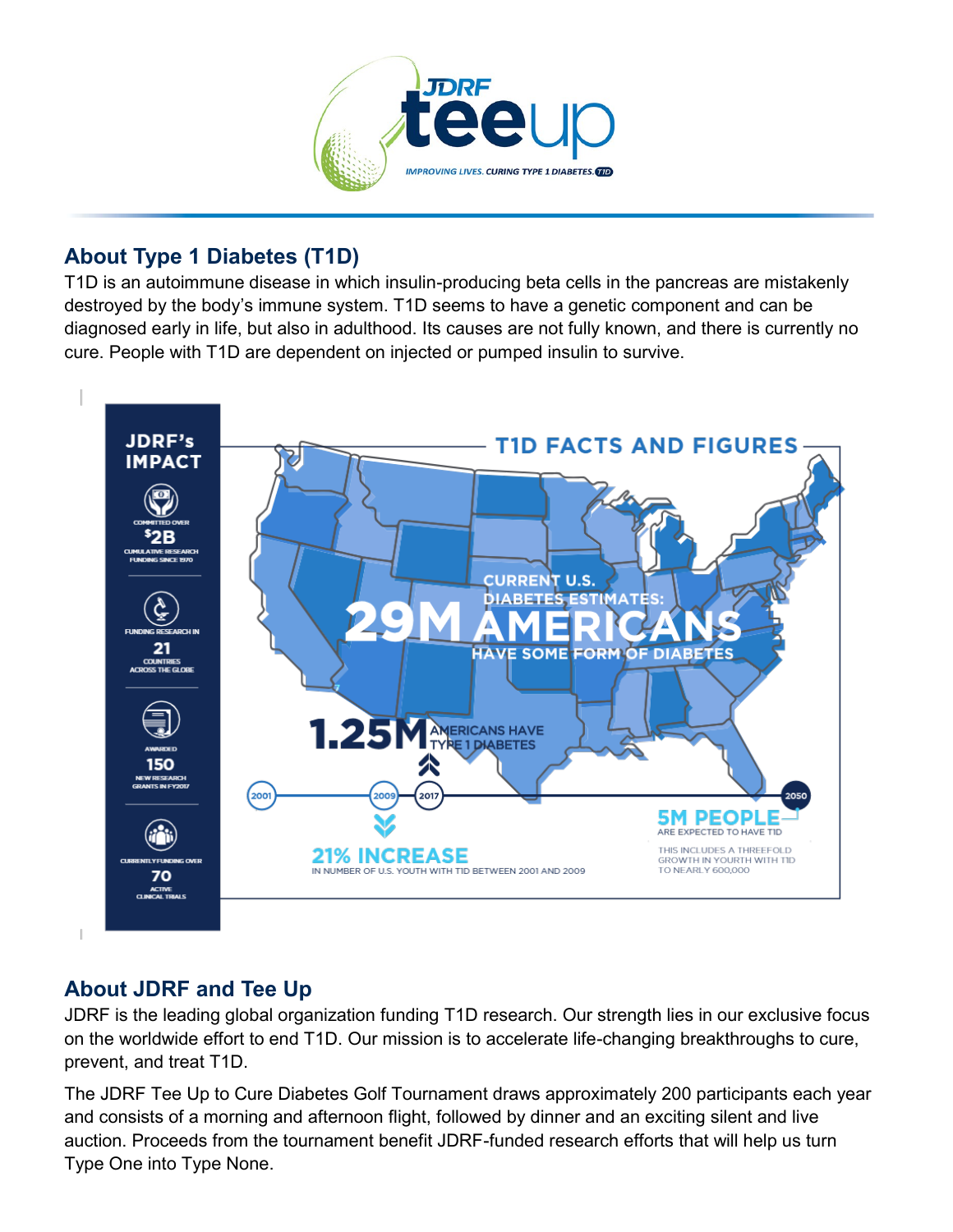# JDRF teeup

IMPROVING LIVES. CURING TYPE 1 DIABETES. T1D

## About Type 1 Diabetes (T1D)

T1D is an autoimmune disease in which insulin-producing beta cells in the pancreas are mistakenly destroyed by the body's immune system. T1D seems to have a genetic component and can be diagnosed early in life, but also in adulthood. Its causes are not fully known, and there is currently no cure. People with T1D are dependent on injected or pumped insulin to survive.

### JDRF's IMPACT

- COMMITTED OVER **$2B** CUMULATIVE RESEARCH FUNDING SINCE 1970
- FUNDING RESEARCH IN **21** COUNTRIES ACROSS THE GLOBE
- AWARDED **150** NEW RESEARCH GRANTS IN FY2017
- CURRENTLY FUNDING OVER **70** ACTIVE CLINICAL TRIALS

### T1D FACTS AND FIGURES

CURRENT U.S. DIABETES ESTIMATES: **29M AMERICANS** HAVE SOME FORM OF DIABETES

**1.25M** AMERICANS HAVE TYPE 1 DIABETES

2001 — 2009 — 2017 — 2050

**21% INCREASE** IN NUMBER OF U.S. YOUTH WITH T1D BETWEEN 2001 AND 2009

**5M PEOPLE** ARE EXPECTED TO HAVE T1D

THIS INCLUDES A THREEFOLD GROWTH IN YOURTH WITH T1D TO NEARLY 600,000

## About JDRF and Tee Up

JDRF is the leading global organization funding T1D research. Our strength lies in our exclusive focus on the worldwide effort to end T1D. Our mission is to accelerate life-changing breakthroughs to cure, prevent, and treat T1D.

The JDRF Tee Up to Cure Diabetes Golf Tournament draws approximately 200 participants each year and consists of a morning and afternoon flight, followed by dinner and an exciting silent and live auction. Proceeds from the tournament benefit JDRF-funded research efforts that will help us turn Type One into Type None.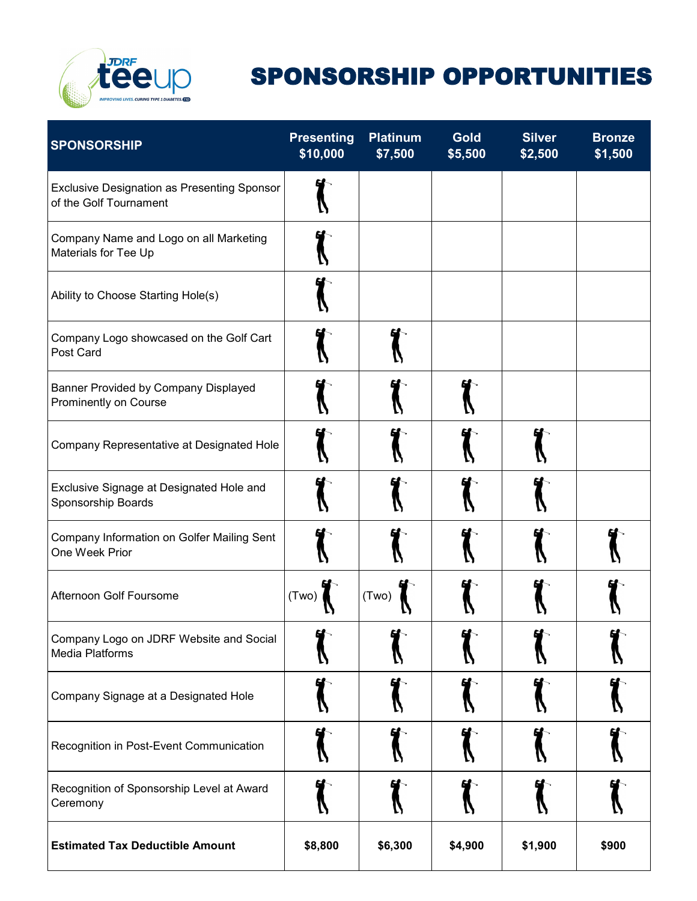# SPONSORSHIP OPPORTUNITIES

| SPONSORSHIP | Presenting $10,000 | Platinum $7,500 | Gold $5,500 | Silver $2,500 | Bronze $1,500 |
|---|---|---|---|---|---|
| Exclusive Designation as Presenting Sponsor of the Golf Tournament | ✓ | | | | |
| Company Name and Logo on all Marketing Materials for Tee Up | ✓ | | | | |
| Ability to Choose Starting Hole(s) | ✓ | | | | |
| Company Logo showcased on the Golf Cart Post Card | ✓ | ✓ | | | |
| Banner Provided by Company Displayed Prominently on Course | ✓ | ✓ | ✓ | | |
| Company Representative at Designated Hole | ✓ | ✓ | ✓ | ✓ | |
| Exclusive Signage at Designated Hole and Sponsorship Boards | ✓ | ✓ | ✓ | ✓ | |
| Company Information on Golfer Mailing Sent One Week Prior | ✓ | ✓ | ✓ | ✓ | ✓ |
| Afternoon Golf Foursome | (Two) ✓ | (Two) ✓ | ✓ | ✓ | ✓ |
| Company Logo on JDRF Website and Social Media Platforms | ✓ | ✓ | ✓ | ✓ | ✓ |
| Company Signage at a Designated Hole | ✓ | ✓ | ✓ | ✓ | ✓ |
| Recognition in Post-Event Communication | ✓ | ✓ | ✓ | ✓ | ✓ |
| Recognition of Sponsorship Level at Award Ceremony | ✓ | ✓ | ✓ | ✓ | ✓ |
| **Estimated Tax Deductible Amount** | **$8,800** | **$6,300** | **$4,900** | **$1,900** | **$900** |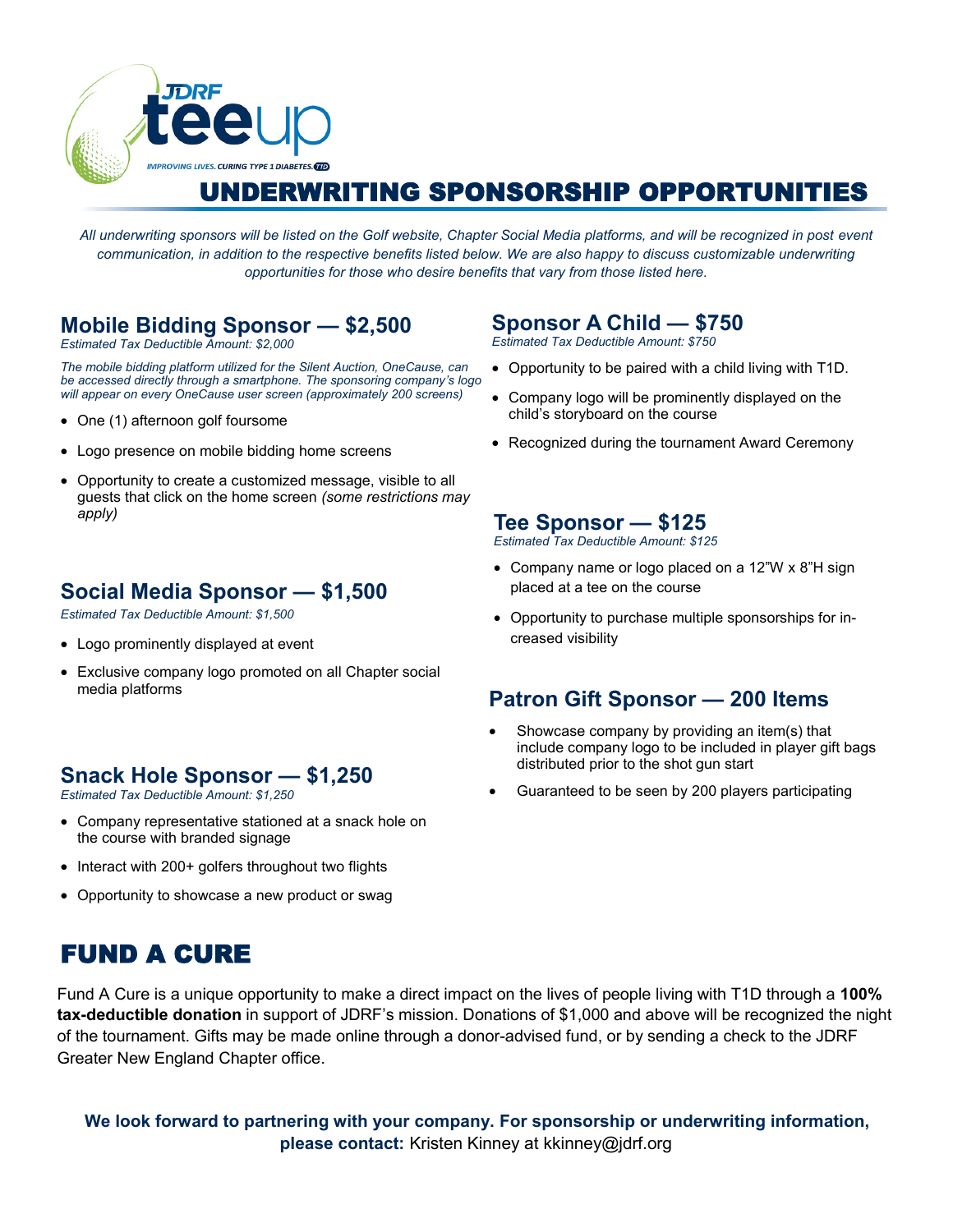JDRF teeup

*IMPROVING LIVES. CURING TYPE 1 DIABETES.*

# UNDERWRITING SPONSORSHIP OPPORTUNITIES

*All underwriting sponsors will be listed on the Golf website, Chapter Social Media platforms, and will be recognized in post event communication, in addition to the respective benefits listed below. We are also happy to discuss customizable underwriting opportunities for those who desire benefits that vary from those listed here.*

## Mobile Bidding Sponsor — $2,500

*Estimated Tax Deductible Amount: $2,000*

*The mobile bidding platform utilized for the Silent Auction, OneCause, can be accessed directly through a smartphone. The sponsoring company's logo will appear on every OneCause user screen (approximately 200 screens)*

- One (1) afternoon golf foursome
- Logo presence on mobile bidding home screens
- Opportunity to create a customized message, visible to all guests that click on the home screen *(some restrictions may apply)*

## Social Media Sponsor — $1,500

*Estimated Tax Deductible Amount: $1,500*

- Logo prominently displayed at event
- Exclusive company logo promoted on all Chapter social media platforms

## Snack Hole Sponsor — $1,250

*Estimated Tax Deductible Amount: $1,250*

- Company representative stationed at a snack hole on the course with branded signage
- Interact with 200+ golfers throughout two flights
- Opportunity to showcase a new product or swag

## Sponsor A Child — $750

*Estimated Tax Deductible Amount: $750*

- Opportunity to be paired with a child living with T1D.
- Company logo will be prominently displayed on the child's storyboard on the course
- Recognized during the tournament Award Ceremony

## Tee Sponsor — $125

*Estimated Tax Deductible Amount: $125*

- Company name or logo placed on a 12"W x 8"H sign placed at a tee on the course
- Opportunity to purchase multiple sponsorships for increased visibility

## Patron Gift Sponsor — 200 Items

- Showcase company by providing an item(s) that include company logo to be included in player gift bags distributed prior to the shot gun start
- Guaranteed to be seen by 200 players participating

# FUND A CURE

Fund A Cure is a unique opportunity to make a direct impact on the lives of people living with T1D through a **100% tax-deductible donation** in support of JDRF's mission. Donations of $1,000 and above will be recognized the night of the tournament. Gifts may be made online through a donor-advised fund, or by sending a check to the JDRF Greater New England Chapter office.

**We look forward to partnering with your company. For sponsorship or underwriting information, please contact:** Kristen Kinney at kkinney@jdrf.org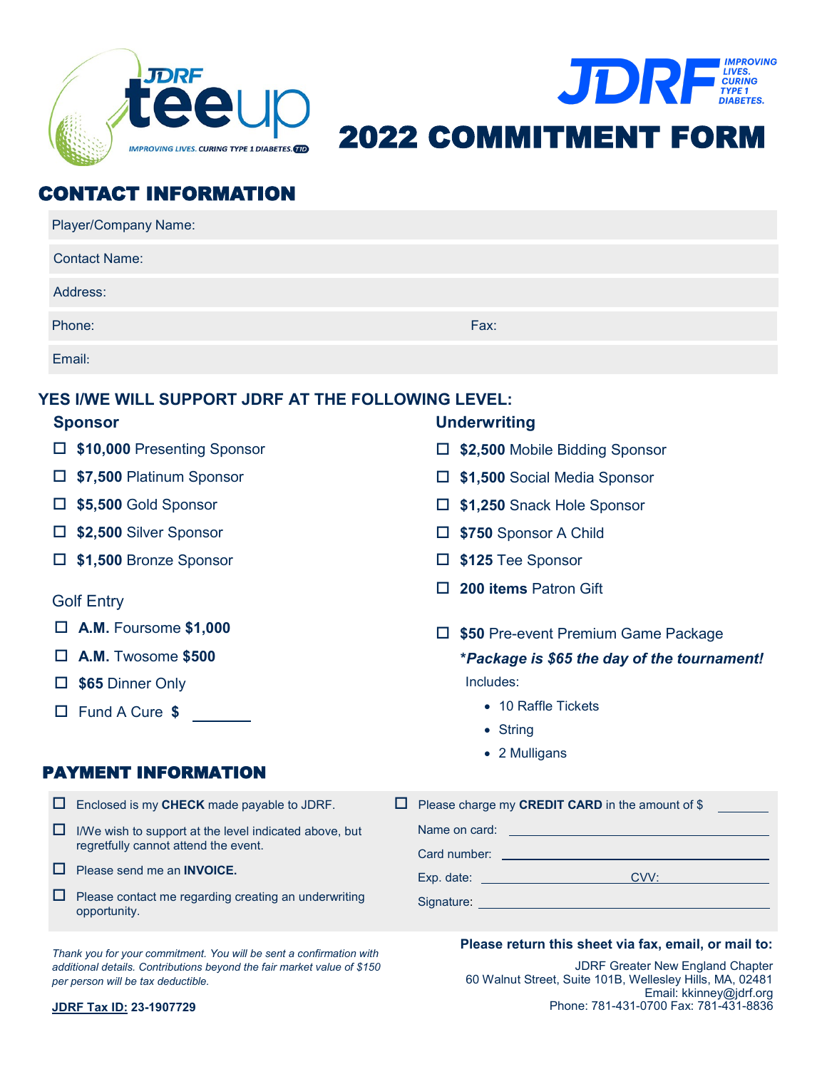JDRF teeup

IMPROVING LIVES. CURING TYPE 1 DIABETES.

JDRF IMPROVING LIVES. CURING TYPE 1 DIABETES.

# 2022 COMMITMENT FORM

## CONTACT INFORMATION

Player/Company Name:

Contact Name:

Address:

Phone: Fax:

Email:

## YES I/WE WILL SUPPORT JDRF AT THE FOLLOWING LEVEL:

### Sponsor

- ☐ **$10,000** Presenting Sponsor
- ☐ **$7,500** Platinum Sponsor
- ☐ **$5,500** Gold Sponsor
- ☐ **$2,500** Silver Sponsor
- ☐ **$1,500** Bronze Sponsor

### Golf Entry

- ☐ **A.M.** Foursome **$1,000**
- ☐ **A.M.** Twosome **$500**
- ☐ **$65** Dinner Only
- ☐ Fund A Cure **$** ________

### Underwriting

- ☐ **$2,500** Mobile Bidding Sponsor
- ☐ **$1,500** Social Media Sponsor
- ☐ **$1,250** Snack Hole Sponsor
- ☐ **$750** Sponsor A Child
- ☐ **$125** Tee Sponsor
- ☐ **200 items** Patron Gift

- ☐ **$50** Pre-event Premium Game Package

***Package is $65 the day of the tournament!***

Includes:

- 10 Raffle Tickets
- String
- 2 Mulligans

## PAYMENT INFORMATION

- ☐ Enclosed is my **CHECK** made payable to JDRF.
- ☐ I/We wish to support at the level indicated above, but regretfully cannot attend the event.
- ☐ Please send me an **INVOICE.**
- ☐ Please contact me regarding creating an underwriting opportunity.

☐ Please charge my **CREDIT CARD** in the amount of $ ________

Name on card: ________

Card number: ________

Exp. date: ________ CVV: ________

Signature: ________

*Thank you for your commitment. You will be sent a confirmation with additional details. Contributions beyond the fair market value of $150 per person will be tax deductible.*

**JDRF Tax ID: 23-1907729**

**Please return this sheet via fax, email, or mail to:**

JDRF Greater New England Chapter
60 Walnut Street, Suite 101B, Wellesley Hills, MA, 02481
Email: kkinney@jdrf.org
Phone: 781-431-0700 Fax: 781-431-8836